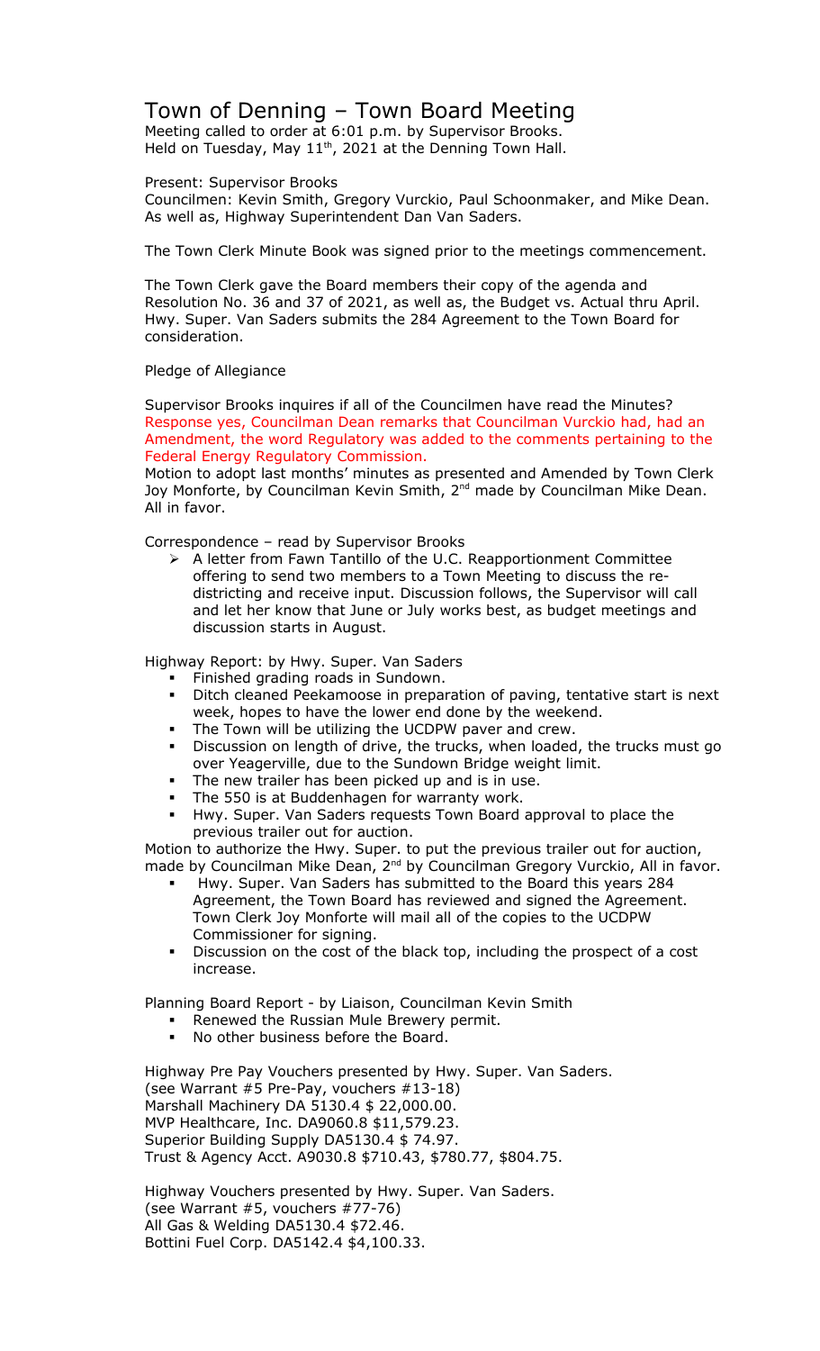# Town of Denning – Town Board Meeting

Meeting called to order at 6:01 p.m. by Supervisor Brooks.
Held on Tuesday, May 11th, 2021 at the Denning Town Hall.

Present: Supervisor Brooks
Councilmen: Kevin Smith, Gregory Vurckio, Paul Schoonmaker, and Mike Dean.
As well as, Highway Superintendent Dan Van Saders.

The Town Clerk Minute Book was signed prior to the meetings commencement.

The Town Clerk gave the Board members their copy of the agenda and Resolution No. 36 and 37 of 2021, as well as, the Budget vs. Actual thru April. Hwy. Super. Van Saders submits the 284 Agreement to the Town Board for consideration.

Pledge of Allegiance

Supervisor Brooks inquires if all of the Councilmen have read the Minutes? Response yes, Councilman Dean remarks that Councilman Vurckio had, had an Amendment, the word Regulatory was added to the comments pertaining to the Federal Energy Regulatory Commission.
Motion to adopt last months' minutes as presented and Amended by Town Clerk Joy Monforte, by Councilman Kevin Smith, 2nd made by Councilman Mike Dean. All in favor.

Correspondence – read by Supervisor Brooks

- A letter from Fawn Tantillo of the U.C. Reapportionment Committee offering to send two members to a Town Meeting to discuss the re-districting and receive input. Discussion follows, the Supervisor will call and let her know that June or July works best, as budget meetings and discussion starts in August.

Highway Report: by Hwy. Super. Van Saders

- Finished grading roads in Sundown.
- Ditch cleaned Peekamoose in preparation of paving, tentative start is next week, hopes to have the lower end done by the weekend.
- The Town will be utilizing the UCDPW paver and crew.
- Discussion on length of drive, the trucks, when loaded, the trucks must go over Yeagerville, due to the Sundown Bridge weight limit.
- The new trailer has been picked up and is in use.
- The 550 is at Buddenhagen for warranty work.
- Hwy. Super. Van Saders requests Town Board approval to place the previous trailer out for auction.

Motion to authorize the Hwy. Super. to put the previous trailer out for auction, made by Councilman Mike Dean, 2nd by Councilman Gregory Vurckio, All in favor.

- Hwy. Super. Van Saders has submitted to the Board this years 284 Agreement, the Town Board has reviewed and signed the Agreement. Town Clerk Joy Monforte will mail all of the copies to the UCDPW Commissioner for signing.
- Discussion on the cost of the black top, including the prospect of a cost increase.

Planning Board Report - by Liaison, Councilman Kevin Smith

- Renewed the Russian Mule Brewery permit.
- No other business before the Board.

Highway Pre Pay Vouchers presented by Hwy. Super. Van Saders.
(see Warrant #5 Pre-Pay, vouchers #13-18)
Marshall Machinery DA 5130.4 $ 22,000.00.
MVP Healthcare, Inc. DA9060.8 $11,579.23.
Superior Building Supply DA5130.4 $ 74.97.
Trust & Agency Acct. A9030.8 $710.43, $780.77, $804.75.

Highway Vouchers presented by Hwy. Super. Van Saders.
(see Warrant #5, vouchers #77-76)
All Gas & Welding DA5130.4 $72.46.
Bottini Fuel Corp. DA5142.4 $4,100.33.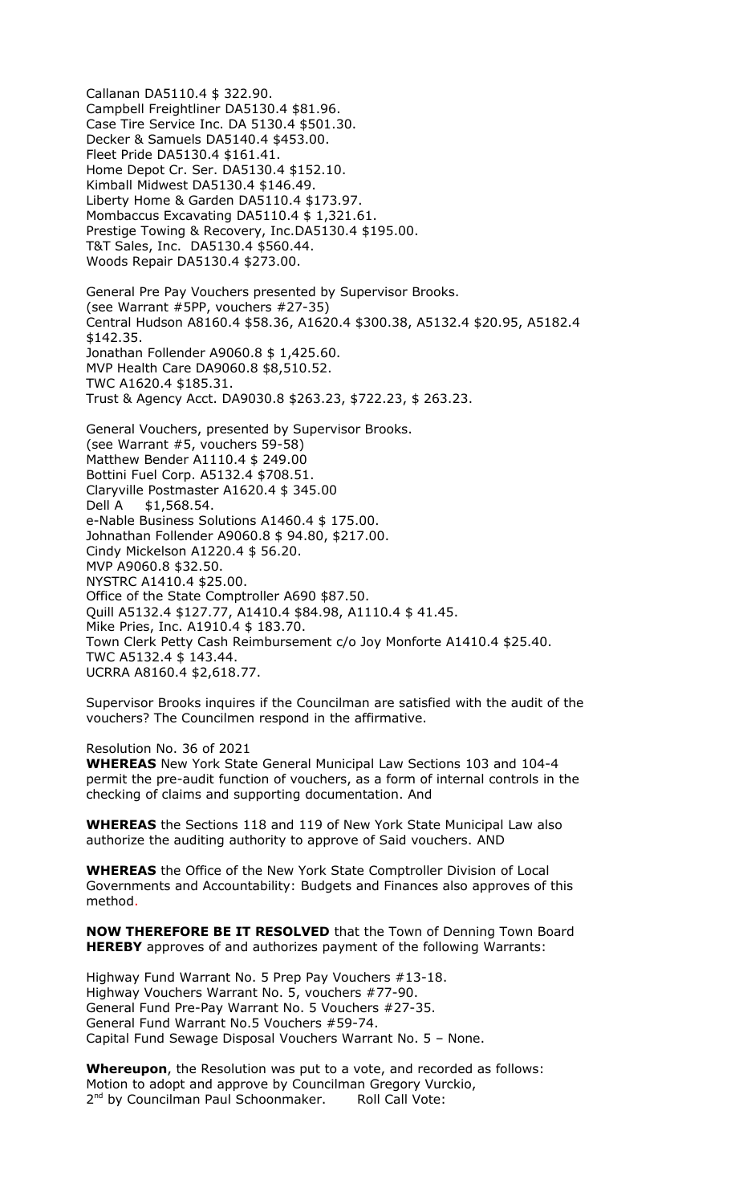Callanan DA5110.4 $ 322.90.
Campbell Freightliner DA5130.4 $81.96.
Case Tire Service Inc. DA 5130.4 $501.30.
Decker & Samuels DA5140.4 $453.00.
Fleet Pride DA5130.4 $161.41.
Home Depot Cr. Ser. DA5130.4 $152.10.
Kimball Midwest DA5130.4 $146.49.
Liberty Home & Garden DA5110.4 $173.97.
Mombaccus Excavating DA5110.4 $ 1,321.61.
Prestige Towing & Recovery, Inc.DA5130.4 $195.00.
T&T Sales, Inc. DA5130.4 $560.44.
Woods Repair DA5130.4 $273.00.

General Pre Pay Vouchers presented by Supervisor Brooks.
(see Warrant #5PP, vouchers #27-35)
Central Hudson A8160.4 $58.36, A1620.4 $300.38, A5132.4 $20.95, A5182.4 $142.35.
Jonathan Follender A9060.8 $ 1,425.60.
MVP Health Care DA9060.8 $8,510.52.
TWC A1620.4 $185.31.
Trust & Agency Acct. DA9030.8 $263.23, $722.23, $ 263.23.

General Vouchers, presented by Supervisor Brooks.
(see Warrant #5, vouchers 59-58)
Matthew Bender A1110.4 $ 249.00
Bottini Fuel Corp. A5132.4 $708.51.
Claryville Postmaster A1620.4 $ 345.00
Dell A $1,568.54.
e-Nable Business Solutions A1460.4 $ 175.00.
Johnathan Follender A9060.8 $ 94.80, $217.00.
Cindy Mickelson A1220.4 $ 56.20.
MVP A9060.8 $32.50.
NYSTRC A1410.4 $25.00.
Office of the State Comptroller A690 $87.50.
Quill A5132.4 $127.77, A1410.4 $84.98, A1110.4 $ 41.45.
Mike Pries, Inc. A1910.4 $ 183.70.
Town Clerk Petty Cash Reimbursement c/o Joy Monforte A1410.4 $25.40.
TWC A5132.4 $ 143.44.
UCRRA A8160.4 $2,618.77.

Supervisor Brooks inquires if the Councilman are satisfied with the audit of the vouchers? The Councilmen respond in the affirmative.

Resolution No. 36 of 2021
**WHEREAS** New York State General Municipal Law Sections 103 and 104-4 permit the pre-audit function of vouchers, as a form of internal controls in the checking of claims and supporting documentation. And

**WHEREAS** the Sections 118 and 119 of New York State Municipal Law also authorize the auditing authority to approve of Said vouchers. AND

**WHEREAS** the Office of the New York State Comptroller Division of Local Governments and Accountability: Budgets and Finances also approves of this method.

**NOW THEREFORE BE IT RESOLVED** that the Town of Denning Town Board **HEREBY** approves of and authorizes payment of the following Warrants:

Highway Fund Warrant No. 5 Prep Pay Vouchers #13-18.
Highway Vouchers Warrant No. 5, vouchers #77-90.
General Fund Pre-Pay Warrant No. 5 Vouchers #27-35.
General Fund Warrant No.5 Vouchers #59-74.
Capital Fund Sewage Disposal Vouchers Warrant No. 5 – None.

**Whereupon**, the Resolution was put to a vote, and recorded as follows:
Motion to adopt and approve by Councilman Gregory Vurckio,
2nd by Councilman Paul Schoonmaker. Roll Call Vote: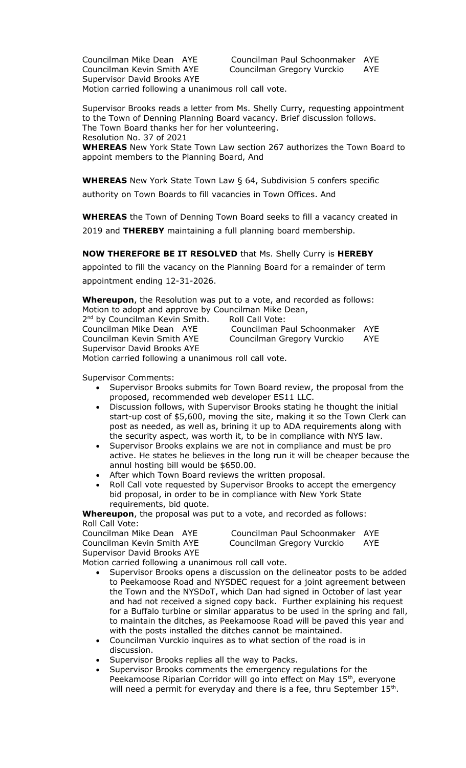Councilman Mike Dean AYE Councilman Paul Schoonmaker AYE
Councilman Kevin Smith AYE Councilman Gregory Vurckio AYE
Supervisor David Brooks AYE
Motion carried following a unanimous roll call vote.

Supervisor Brooks reads a letter from Ms. Shelly Curry, requesting appointment to the Town of Denning Planning Board vacancy. Brief discussion follows. The Town Board thanks her for her volunteering.
Resolution No. 37 of 2021

**WHEREAS** New York State Town Law section 267 authorizes the Town Board to appoint members to the Planning Board, And

**WHEREAS** New York State Town Law § 64, Subdivision 5 confers specific authority on Town Boards to fill vacancies in Town Offices. And

**WHEREAS** the Town of Denning Town Board seeks to fill a vacancy created in 2019 and **THEREBY** maintaining a full planning board membership.

**NOW THEREFORE BE IT RESOLVED** that Ms. Shelly Curry is **HEREBY** appointed to fill the vacancy on the Planning Board for a remainder of term appointment ending 12-31-2026.

**Whereupon**, the Resolution was put to a vote, and recorded as follows:
Motion to adopt and approve by Councilman Mike Dean,
2nd by Councilman Kevin Smith. Roll Call Vote:
Councilman Mike Dean AYE Councilman Paul Schoonmaker AYE
Councilman Kevin Smith AYE Councilman Gregory Vurckio AYE
Supervisor David Brooks AYE
Motion carried following a unanimous roll call vote.

Supervisor Comments:

- Supervisor Brooks submits for Town Board review, the proposal from the proposed, recommended web developer ES11 LLC.
- Discussion follows, with Supervisor Brooks stating he thought the initial start-up cost of $5,600, moving the site, making it so the Town Clerk can post as needed, as well as, brining it up to ADA requirements along with the security aspect, was worth it, to be in compliance with NYS law.
- Supervisor Brooks explains we are not in compliance and must be pro active. He states he believes in the long run it will be cheaper because the annul hosting bill would be $650.00.
- After which Town Board reviews the written proposal.
- Roll Call vote requested by Supervisor Brooks to accept the emergency bid proposal, in order to be in compliance with New York State requirements, bid quote.

**Whereupon**, the proposal was put to a vote, and recorded as follows:
Roll Call Vote:
Councilman Mike Dean AYE Councilman Paul Schoonmaker AYE
Councilman Kevin Smith AYE Councilman Gregory Vurckio AYE
Supervisor David Brooks AYE
Motion carried following a unanimous roll call vote.

- Supervisor Brooks opens a discussion on the delineator posts to be added to Peekamoose Road and NYSDEC request for a joint agreement between the Town and the NYSDoT, which Dan had signed in October of last year and had not received a signed copy back. Further explaining his request for a Buffalo turbine or similar apparatus to be used in the spring and fall, to maintain the ditches, as Peekamoose Road will be paved this year and with the posts installed the ditches cannot be maintained.
- Councilman Vurckio inquires as to what section of the road is in discussion.
- Supervisor Brooks replies all the way to Packs.
- Supervisor Brooks comments the emergency regulations for the Peekamoose Riparian Corridor will go into effect on May 15th, everyone will need a permit for everyday and there is a fee, thru September 15th.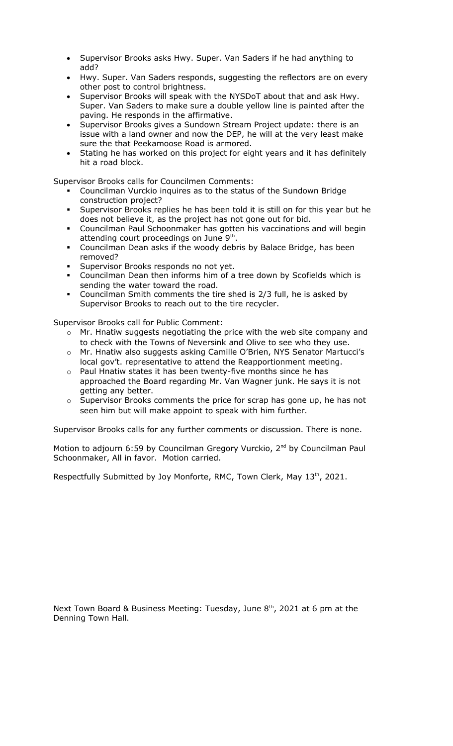- Supervisor Brooks asks Hwy. Super. Van Saders if he had anything to add?
- Hwy. Super. Van Saders responds, suggesting the reflectors are on every other post to control brightness.
- Supervisor Brooks will speak with the NYSDoT about that and ask Hwy. Super. Van Saders to make sure a double yellow line is painted after the paving. He responds in the affirmative.
- Supervisor Brooks gives a Sundown Stream Project update: there is an issue with a land owner and now the DEP, he will at the very least make sure the that Peekamoose Road is armored.
- Stating he has worked on this project for eight years and it has definitely hit a road block.

Supervisor Brooks calls for Councilmen Comments:

- Councilman Vurckio inquires as to the status of the Sundown Bridge construction project?
- Supervisor Brooks replies he has been told it is still on for this year but he does not believe it, as the project has not gone out for bid.
- Councilman Paul Schoonmaker has gotten his vaccinations and will begin attending court proceedings on June 9th.
- Councilman Dean asks if the woody debris by Balace Bridge, has been removed?
- Supervisor Brooks responds no not yet.
- Councilman Dean then informs him of a tree down by Scofields which is sending the water toward the road.
- Councilman Smith comments the tire shed is 2/3 full, he is asked by Supervisor Brooks to reach out to the tire recycler.

Supervisor Brooks call for Public Comment:

- Mr. Hnatiw suggests negotiating the price with the web site company and to check with the Towns of Neversink and Olive to see who they use.
- Mr. Hnatiw also suggests asking Camille O'Brien, NYS Senator Martucci's local gov't. representative to attend the Reapportionment meeting.
- Paul Hnatiw states it has been twenty-five months since he has approached the Board regarding Mr. Van Wagner junk. He says it is not getting any better.
- Supervisor Brooks comments the price for scrap has gone up, he has not seen him but will make appoint to speak with him further.

Supervisor Brooks calls for any further comments or discussion. There is none.

Motion to adjourn 6:59 by Councilman Gregory Vurckio, 2nd by Councilman Paul Schoonmaker, All in favor. Motion carried.

Respectfully Submitted by Joy Monforte, RMC, Town Clerk, May 13th, 2021.

Next Town Board & Business Meeting: Tuesday, June 8th, 2021 at 6 pm at the Denning Town Hall.